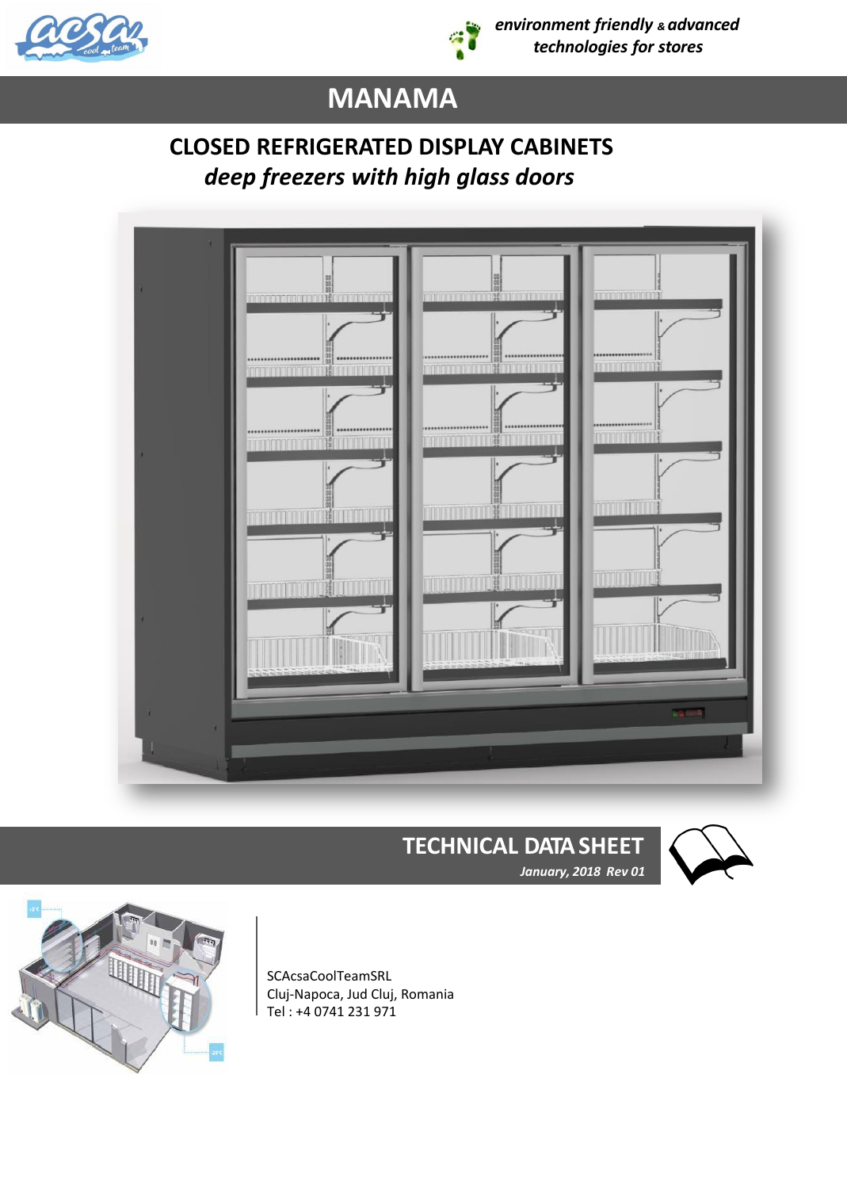*environment friendly & advanced technologies for stores*

# MANAMA

## CLOSED REFRIGERATED DISPLAY CABINETS

## *deep freezers with high glass doors*

## TECHNICAL DATA SHEET

***January, 2018 Rev 01***

SCAcsaCoolTeamSRL
Cluj-Napoca, Jud Cluj, Romania
Tel : +4 0741 231 971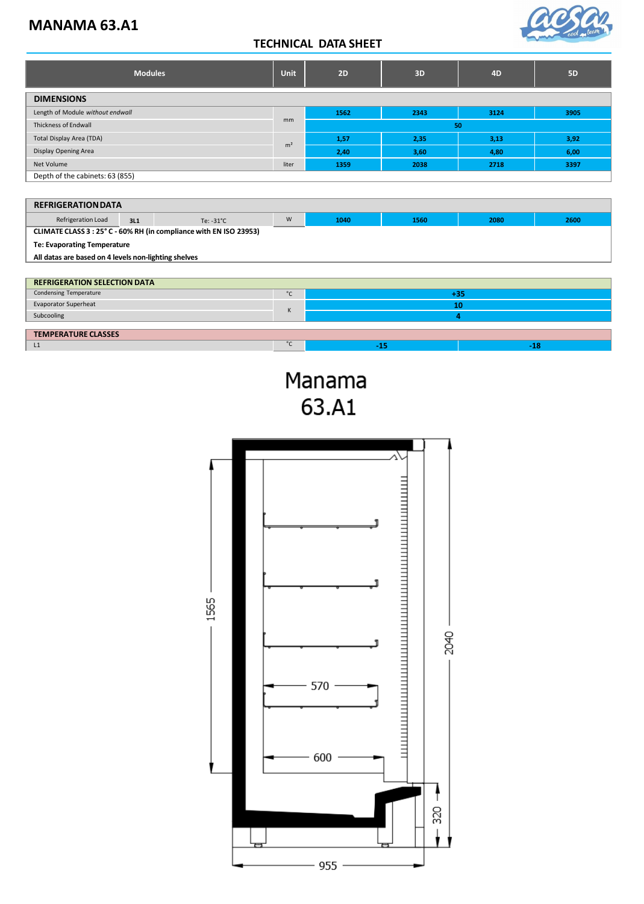# MANAMA 63.A1

## TECHNICAL DATA SHEET

| Modules | Unit | 2D | 3D | 4D | 5D |
|---|---|---|---|---|---|
| **DIMENSIONS** | | | | | |
| Length of Module *without endwall* | mm | 1562 | 2343 | 3124 | 3905 |
| Thickness of Endwall | mm | 50 | | | |
| Total Display Area (TDA) | m² | 1,57 | 2,35 | 3,13 | 3,92 |
| Display Opening Area | m² | 2,40 | 3,60 | 4,80 | 6,00 |
| Net Volume | liter | 1359 | 2038 | 2718 | 3397 |
| Depth of the cabinets: 63 (855) | | | | | |

| REFRIGERATION DATA | | | Unit | 2D | 3D | 4D | 5D |
|---|---|---|---|---|---|---|---|
| Refrigeration Load | 3L1 | Te: -31°C | W | 1040 | 1560 | 2080 | 2600 |

**CLIMATE CLASS 3 : 25° C - 60% RH (in compliance with EN ISO 23953)**

**Te: Evaporating Temperature**

**All datas are based on 4 levels non-lighting shelves**

| REFRIGERATION SELECTION DATA | Unit | Value |
|---|---|---|
| Condensing Temperature | °C | +35 |
| Evaporator Superheat | K | 10 |
| Subcooling | K | 4 |

| TEMPERATURE CLASSES | Unit | | |
|---|---|---|---|
| L1 | °C | -15 | -18 |

Manama
63.A1

1565

2040

570

600

320

955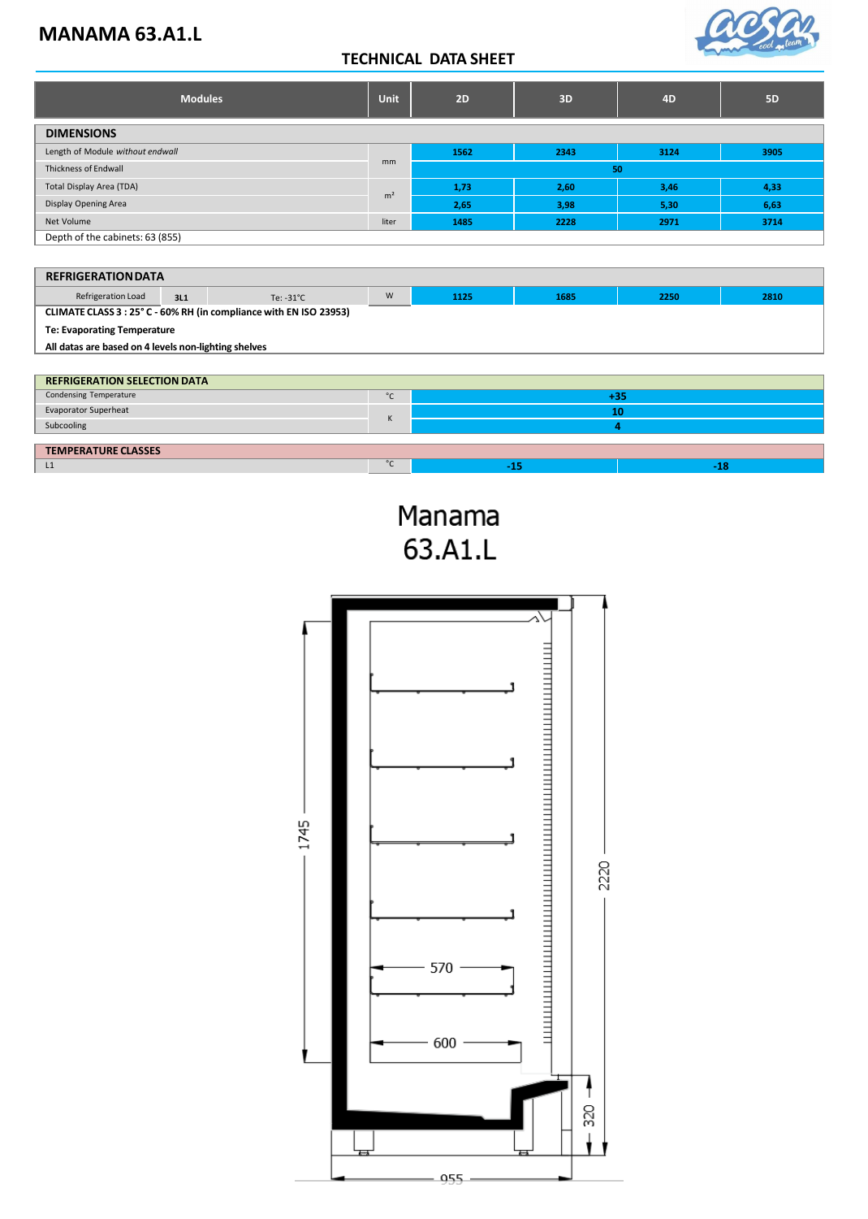# MANAMA 63.A1.L

## TECHNICAL DATA SHEET

| Modules | Unit | 2D | 3D | 4D | 5D |
|---|---|---|---|---|---|
| **DIMENSIONS** | | | | | |
| Length of Module *without endwall* | mm | 1562 | 2343 | 3124 | 3905 |
| Thickness of Endwall | mm | 50 | | | |
| Total Display Area (TDA) | m² | 1,73 | 2,60 | 3,46 | 4,33 |
| Display Opening Area | m² | 2,65 | 3,98 | 5,30 | 6,63 |
| Net Volume | liter | 1485 | 2228 | 2971 | 3714 |
| Depth of the cabinets: 63 (855) | | | | | |

| REFRIGERATION DATA | | | | | | | |
|---|---|---|---|---|---|---|---|
| Refrigeration Load | 3L1 | Te: -31°C | W | 1125 | 1685 | 2250 | 2810 |

**CLIMATE CLASS 3 : 25° C - 60% RH (in compliance with EN ISO 23953)**

**Te: Evaporating Temperature**

**All datas are based on 4 levels non-lighting shelves**

| REFRIGERATION SELECTION DATA | Unit | |
|---|---|---|
| Condensing Temperature | °C | +35 |
| Evaporator Superheat | K | 10 |
| Subcooling | K | 4 |

| TEMPERATURE CLASSES | Unit | | |
|---|---|---|---|
| L1 | °C | -15 | -18 |

Manama
63.A1.L

1745

2220

570

600

320

955